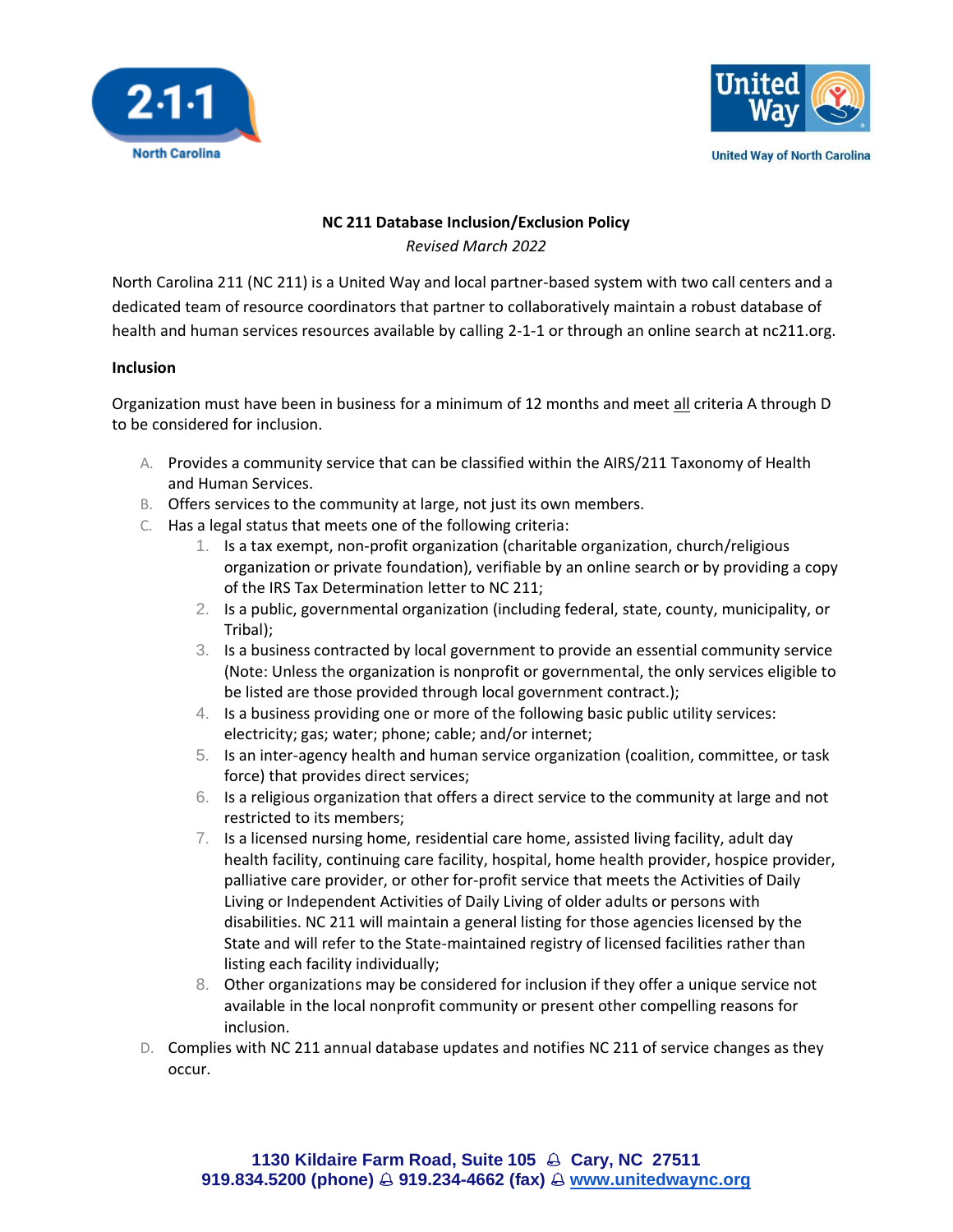# NC 211 Database Inclusion/Exclusion Policy

*Revised March 2022*

North Carolina 211 (NC 211) is a United Way and local partner-based system with two call centers and a dedicated team of resource coordinators that partner to collaboratively maintain a robust database of health and human services resources available by calling 2-1-1 or through an online search at nc211.org.

## Inclusion

Organization must have been in business for a minimum of 12 months and meet all criteria A through D to be considered for inclusion.

A. Provides a community service that can be classified within the AIRS/211 Taxonomy of Health and Human Services.
B. Offers services to the community at large, not just its own members.
C. Has a legal status that meets one of the following criteria:
   1. Is a tax exempt, non-profit organization (charitable organization, church/religious organization or private foundation), verifiable by an online search or by providing a copy of the IRS Tax Determination letter to NC 211;
   2. Is a public, governmental organization (including federal, state, county, municipality, or Tribal);
   3. Is a business contracted by local government to provide an essential community service (Note: Unless the organization is nonprofit or governmental, the only services eligible to be listed are those provided through local government contract.);
   4. Is a business providing one or more of the following basic public utility services: electricity; gas; water; phone; cable; and/or internet;
   5. Is an inter-agency health and human service organization (coalition, committee, or task force) that provides direct services;
   6. Is a religious organization that offers a direct service to the community at large and not restricted to its members;
   7. Is a licensed nursing home, residential care home, assisted living facility, adult day health facility, continuing care facility, hospital, home health provider, hospice provider, palliative care provider, or other for-profit service that meets the Activities of Daily Living or Independent Activities of Daily Living of older adults or persons with disabilities. NC 211 will maintain a general listing for those agencies licensed by the State and will refer to the State-maintained registry of licensed facilities rather than listing each facility individually;
   8. Other organizations may be considered for inclusion if they offer a unique service not available in the local nonprofit community or present other compelling reasons for inclusion.

D. Complies with NC 211 annual database updates and notifies NC 211 of service changes as they occur.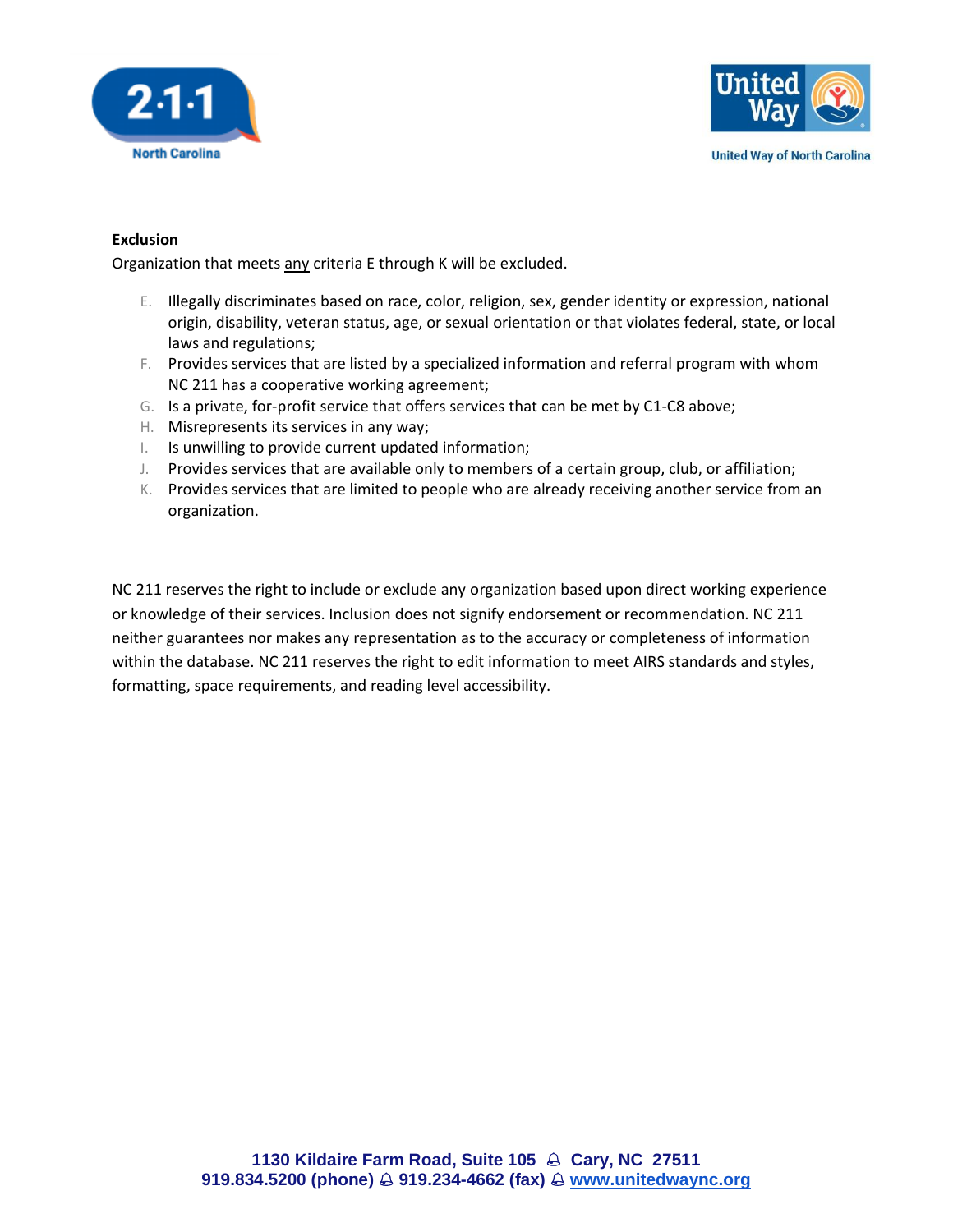**Exclusion**

Organization that meets any criteria E through K will be excluded.

E. Illegally discriminates based on race, color, religion, sex, gender identity or expression, national origin, disability, veteran status, age, or sexual orientation or that violates federal, state, or local laws and regulations;
F. Provides services that are listed by a specialized information and referral program with whom NC 211 has a cooperative working agreement;
G. Is a private, for-profit service that offers services that can be met by C1-C8 above;
H. Misrepresents its services in any way;
I. Is unwilling to provide current updated information;
J. Provides services that are available only to members of a certain group, club, or affiliation;
K. Provides services that are limited to people who are already receiving another service from an organization.

NC 211 reserves the right to include or exclude any organization based upon direct working experience or knowledge of their services. Inclusion does not signify endorsement or recommendation. NC 211 neither guarantees nor makes any representation as to the accuracy or completeness of information within the database. NC 211 reserves the right to edit information to meet AIRS standards and styles, formatting, space requirements, and reading level accessibility.